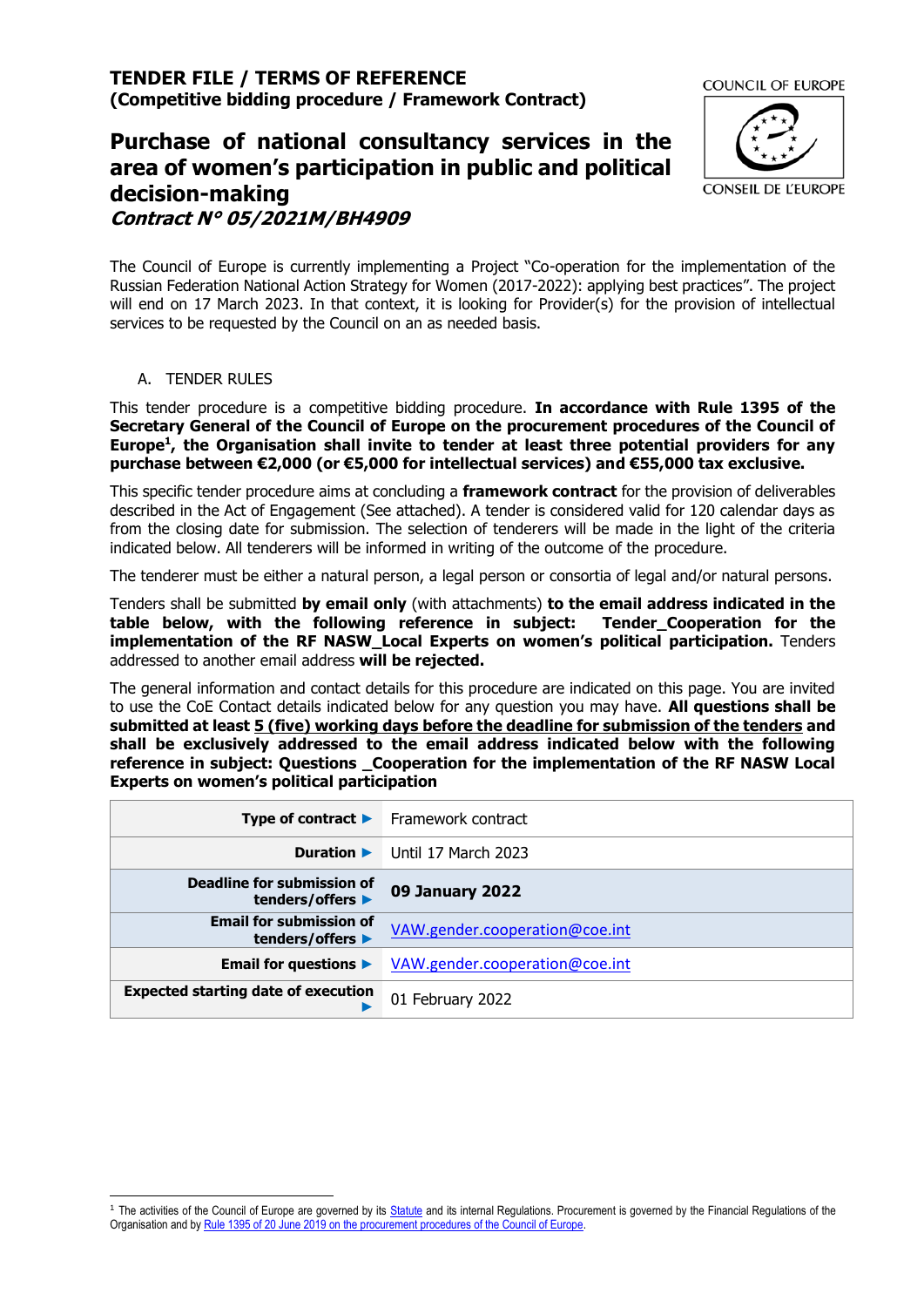# TENDER FILE / TERMS OF REFERENCE
**(Competitive bidding procedure / Framework Contract)**

COUNCIL OF EUROPE

CONSEIL DE L'EUROPE

## Purchase of national consultancy services in the area of women's participation in public and political decision-making
***Contract N° 05/2021M/BH4909***

The Council of Europe is currently implementing a Project "Co-operation for the implementation of the Russian Federation National Action Strategy for Women (2017-2022): applying best practices". The project will end on 17 March 2023. In that context, it is looking for Provider(s) for the provision of intellectual services to be requested by the Council on an as needed basis.

A. TENDER RULES

This tender procedure is a competitive bidding procedure. **In accordance with Rule 1395 of the Secretary General of the Council of Europe on the procurement procedures of the Council of Europe[1], the Organisation shall invite to tender at least three potential providers for any purchase between €2,000 (or €5,000 for intellectual services) and €55,000 tax exclusive.**

This specific tender procedure aims at concluding a **framework contract** for the provision of deliverables described in the Act of Engagement (See attached). A tender is considered valid for 120 calendar days as from the closing date for submission. The selection of tenderers will be made in the light of the criteria indicated below. All tenderers will be informed in writing of the outcome of the procedure.

The tenderer must be either a natural person, a legal person or consortia of legal and/or natural persons.

Tenders shall be submitted **by email only** (with attachments) **to the email address indicated in the table below, with the following reference in subject: Tender_Cooperation for the implementation of the RF NASW_Local Experts on women's political participation.** Tenders addressed to another email address **will be rejected.**

The general information and contact details for this procedure are indicated on this page. You are invited to use the CoE Contact details indicated below for any question you may have. **All questions shall be submitted at least <u>5 (five) working days before the deadline for submission of the tenders</u> and shall be exclusively addressed to the email address indicated below with the following reference in subject: Questions _Cooperation for the implementation of the RF NASW Local Experts on women's political participation**

| | |
|---|---|
| **Type of contract ▶** | Framework contract |
| **Duration ▶** | Until 17 March 2023 |
| **Deadline for submission of tenders/offers ▶** | **09 January 2022** |
| **Email for submission of tenders/offers ▶** | VAW.gender.cooperation@coe.int |
| **Email for questions ▶** | VAW.gender.cooperation@coe.int |
| **Expected starting date of execution ▶** | 01 February 2022 |

[1] The activities of the Council of Europe are governed by its Statute and its internal Regulations. Procurement is governed by the Financial Regulations of the Organisation and by Rule 1395 of 20 June 2019 on the procurement procedures of the Council of Europe.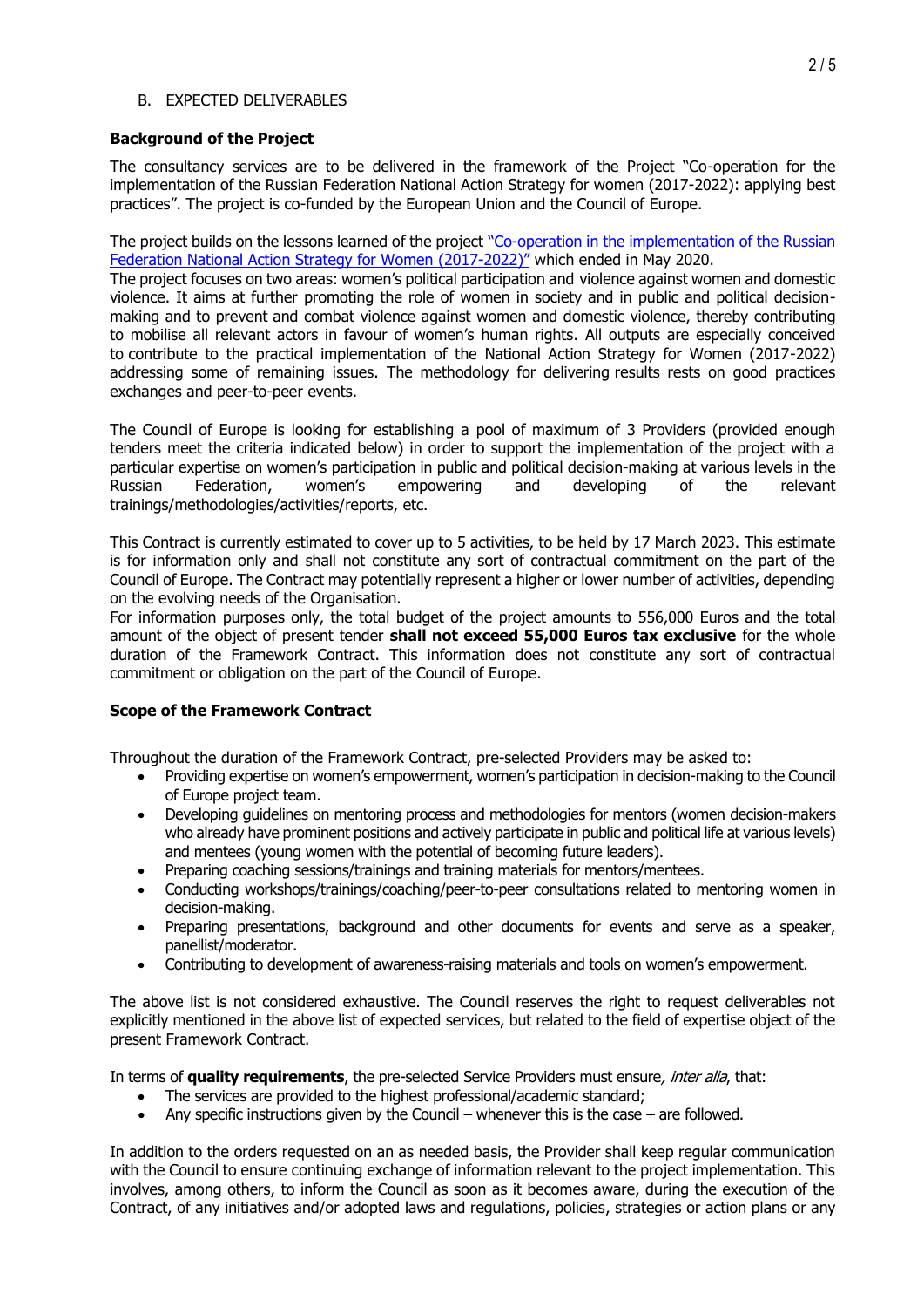B. EXPECTED DELIVERABLES

**Background of the Project**

The consultancy services are to be delivered in the framework of the Project "Co-operation for the implementation of the Russian Federation National Action Strategy for women (2017-2022): applying best practices". The project is co-funded by the European Union and the Council of Europe.

The project builds on the lessons learned of the project "Co-operation in the implementation of the Russian Federation National Action Strategy for Women (2017-2022)" which ended in May 2020.
The project focuses on two areas: women's political participation and violence against women and domestic violence. It aims at further promoting the role of women in society and in public and political decision-making and to prevent and combat violence against women and domestic violence, thereby contributing to mobilise all relevant actors in favour of women's human rights. All outputs are especially conceived to contribute to the practical implementation of the National Action Strategy for Women (2017-2022) addressing some of remaining issues. The methodology for delivering results rests on good practices exchanges and peer-to-peer events.

The Council of Europe is looking for establishing a pool of maximum of 3 Providers (provided enough tenders meet the criteria indicated below) in order to support the implementation of the project with a particular expertise on women's participation in public and political decision-making at various levels in the Russian Federation, women's empowering and developing of the relevant trainings/methodologies/activities/reports, etc.

This Contract is currently estimated to cover up to 5 activities, to be held by 17 March 2023. This estimate is for information only and shall not constitute any sort of contractual commitment on the part of the Council of Europe. The Contract may potentially represent a higher or lower number of activities, depending on the evolving needs of the Organisation.
For information purposes only, the total budget of the project amounts to 556,000 Euros and the total amount of the object of present tender **shall not exceed 55,000 Euros tax exclusive** for the whole duration of the Framework Contract. This information does not constitute any sort of contractual commitment or obligation on the part of the Council of Europe.

**Scope of the Framework Contract**

Throughout the duration of the Framework Contract, pre-selected Providers may be asked to:

- Providing expertise on women's empowerment, women's participation in decision-making to the Council of Europe project team.
- Developing guidelines on mentoring process and methodologies for mentors (women decision-makers who already have prominent positions and actively participate in public and political life at various levels) and mentees (young women with the potential of becoming future leaders).
- Preparing coaching sessions/trainings and training materials for mentors/mentees.
- Conducting workshops/trainings/coaching/peer-to-peer consultations related to mentoring women in decision-making.
- Preparing presentations, background and other documents for events and serve as a speaker, panellist/moderator.
- Contributing to development of awareness-raising materials and tools on women's empowerment.

The above list is not considered exhaustive. The Council reserves the right to request deliverables not explicitly mentioned in the above list of expected services, but related to the field of expertise object of the present Framework Contract.

In terms of **quality requirements**, the pre-selected Service Providers must ensure*, inter alia*, that:

- The services are provided to the highest professional/academic standard;
- Any specific instructions given by the Council – whenever this is the case – are followed.

In addition to the orders requested on an as needed basis, the Provider shall keep regular communication with the Council to ensure continuing exchange of information relevant to the project implementation. This involves, among others, to inform the Council as soon as it becomes aware, during the execution of the Contract, of any initiatives and/or adopted laws and regulations, policies, strategies or action plans or any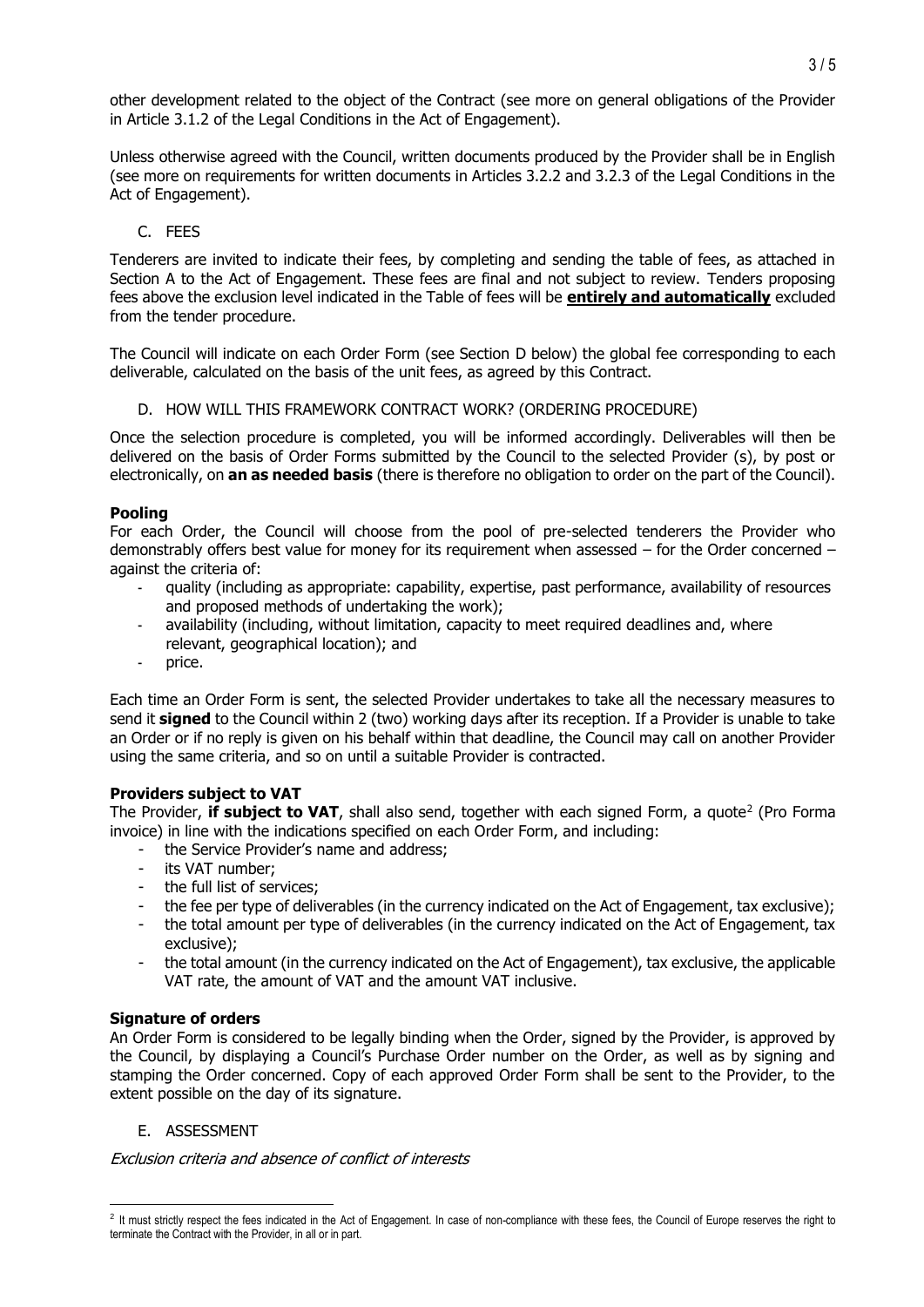other development related to the object of the Contract (see more on general obligations of the Provider in Article 3.1.2 of the Legal Conditions in the Act of Engagement).

Unless otherwise agreed with the Council, written documents produced by the Provider shall be in English (see more on requirements for written documents in Articles 3.2.2 and 3.2.3 of the Legal Conditions in the Act of Engagement).

## C. FEES

Tenderers are invited to indicate their fees, by completing and sending the table of fees, as attached in Section A to the Act of Engagement. These fees are final and not subject to review. Tenders proposing fees above the exclusion level indicated in the Table of fees will be **entirely and automatically** excluded from the tender procedure.

The Council will indicate on each Order Form (see Section D below) the global fee corresponding to each deliverable, calculated on the basis of the unit fees, as agreed by this Contract.

## D. HOW WILL THIS FRAMEWORK CONTRACT WORK? (ORDERING PROCEDURE)

Once the selection procedure is completed, you will be informed accordingly. Deliverables will then be delivered on the basis of Order Forms submitted by the Council to the selected Provider (s), by post or electronically, on **an as needed basis** (there is therefore no obligation to order on the part of the Council).

**Pooling**

For each Order, the Council will choose from the pool of pre-selected tenderers the Provider who demonstrably offers best value for money for its requirement when assessed – for the Order concerned – against the criteria of:

- quality (including as appropriate: capability, expertise, past performance, availability of resources and proposed methods of undertaking the work);
- availability (including, without limitation, capacity to meet required deadlines and, where relevant, geographical location); and
- price.

Each time an Order Form is sent, the selected Provider undertakes to take all the necessary measures to send it **signed** to the Council within 2 (two) working days after its reception. If a Provider is unable to take an Order or if no reply is given on his behalf within that deadline, the Council may call on another Provider using the same criteria, and so on until a suitable Provider is contracted.

**Providers subject to VAT**

The Provider, **if subject to VAT**, shall also send, together with each signed Form, a quote[2] (Pro Forma invoice) in line with the indications specified on each Order Form, and including:

- the Service Provider's name and address;
- its VAT number;
- the full list of services;
- the fee per type of deliverables (in the currency indicated on the Act of Engagement, tax exclusive);
- the total amount per type of deliverables (in the currency indicated on the Act of Engagement, tax exclusive);
- the total amount (in the currency indicated on the Act of Engagement), tax exclusive, the applicable VAT rate, the amount of VAT and the amount VAT inclusive.

**Signature of orders**

An Order Form is considered to be legally binding when the Order, signed by the Provider, is approved by the Council, by displaying a Council's Purchase Order number on the Order, as well as by signing and stamping the Order concerned. Copy of each approved Order Form shall be sent to the Provider, to the extent possible on the day of its signature.

## E. ASSESSMENT

*Exclusion criteria and absence of conflict of interests*

[2] It must strictly respect the fees indicated in the Act of Engagement. In case of non-compliance with these fees, the Council of Europe reserves the right to terminate the Contract with the Provider, in all or in part.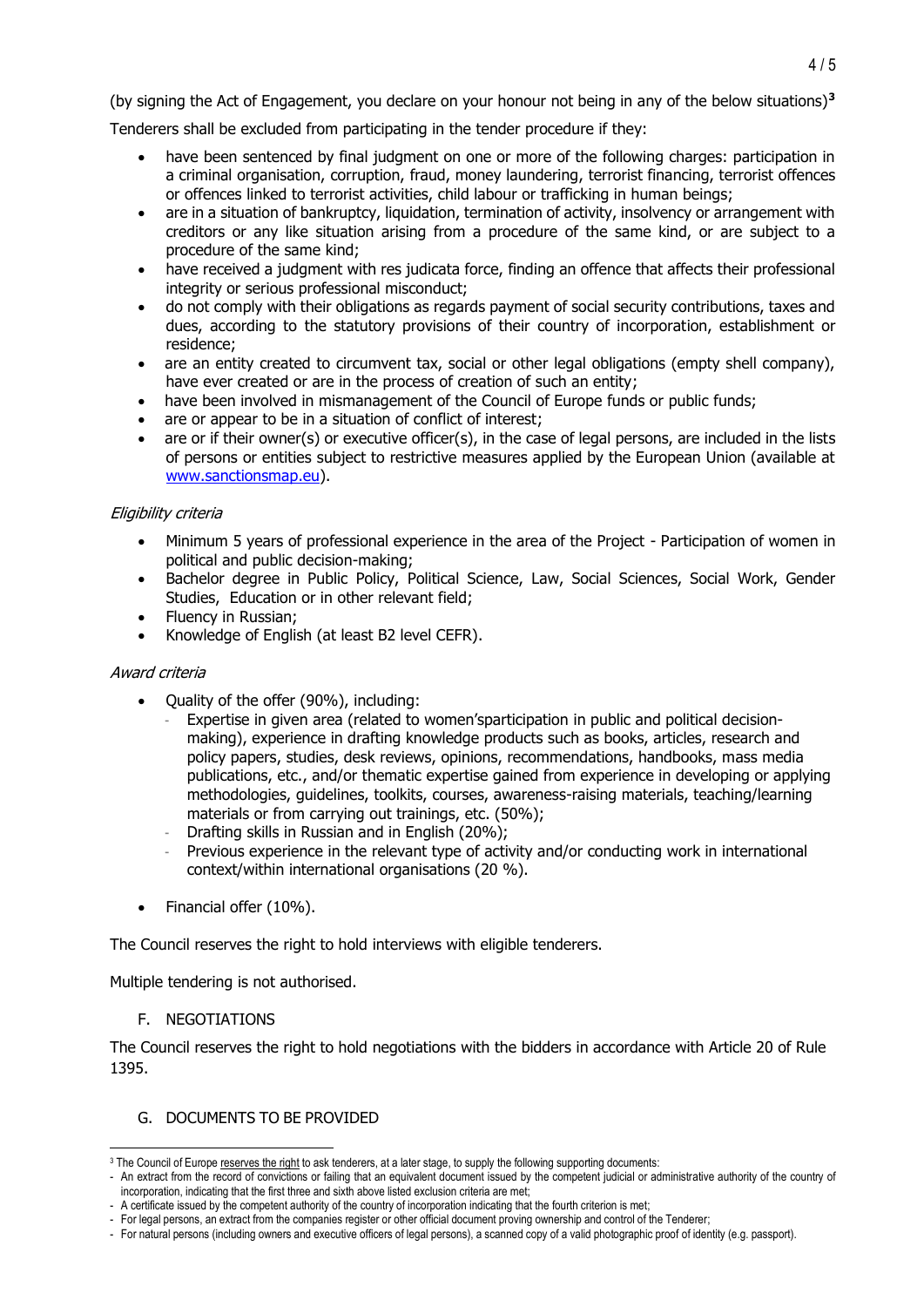(by signing the Act of Engagement, you declare on your honour not being in any of the below situations)[3]

Tenderers shall be excluded from participating in the tender procedure if they:

- have been sentenced by final judgment on one or more of the following charges: participation in a criminal organisation, corruption, fraud, money laundering, terrorist financing, terrorist offences or offences linked to terrorist activities, child labour or trafficking in human beings;
- are in a situation of bankruptcy, liquidation, termination of activity, insolvency or arrangement with creditors or any like situation arising from a procedure of the same kind, or are subject to a procedure of the same kind;
- have received a judgment with res judicata force, finding an offence that affects their professional integrity or serious professional misconduct;
- do not comply with their obligations as regards payment of social security contributions, taxes and dues, according to the statutory provisions of their country of incorporation, establishment or residence;
- are an entity created to circumvent tax, social or other legal obligations (empty shell company), have ever created or are in the process of creation of such an entity;
- have been involved in mismanagement of the Council of Europe funds or public funds;
- are or appear to be in a situation of conflict of interest;
- are or if their owner(s) or executive officer(s), in the case of legal persons, are included in the lists of persons or entities subject to restrictive measures applied by the European Union (available at [www.sanctionsmap.eu](http://www.sanctionsmap.eu)).

*Eligibility criteria*

- Minimum 5 years of professional experience in the area of the Project - Participation of women in political and public decision-making;
- Bachelor degree in Public Policy, Political Science, Law, Social Sciences, Social Work, Gender Studies, Education or in other relevant field;
- Fluency in Russian;
- Knowledge of English (at least B2 level CEFR).

*Award criteria*

- Quality of the offer (90%), including:
  - Expertise in given area (related to women'sparticipation in public and political decision-making), experience in drafting knowledge products such as books, articles, research and policy papers, studies, desk reviews, opinions, recommendations, handbooks, mass media publications, etc., and/or thematic expertise gained from experience in developing or applying methodologies, guidelines, toolkits, courses, awareness-raising materials, teaching/learning materials or from carrying out trainings, etc. (50%);
  - Drafting skills in Russian and in English (20%);
  - Previous experience in the relevant type of activity and/or conducting work in international context/within international organisations (20 %).
- Financial offer (10%).

The Council reserves the right to hold interviews with eligible tenderers.

Multiple tendering is not authorised.

## F. NEGOTIATIONS

The Council reserves the right to hold negotiations with the bidders in accordance with Article 20 of Rule 1395.

## G. DOCUMENTS TO BE PROVIDED

---

[3] The Council of Europe reserves the right to ask tenderers, at a later stage, to supply the following supporting documents:
- An extract from the record of convictions or failing that an equivalent document issued by the competent judicial or administrative authority of the country of incorporation, indicating that the first three and sixth above listed exclusion criteria are met;
- A certificate issued by the competent authority of the country of incorporation indicating that the fourth criterion is met;
- For legal persons, an extract from the companies register or other official document proving ownership and control of the Tenderer;
- For natural persons (including owners and executive officers of legal persons), a scanned copy of a valid photographic proof of identity (e.g. passport).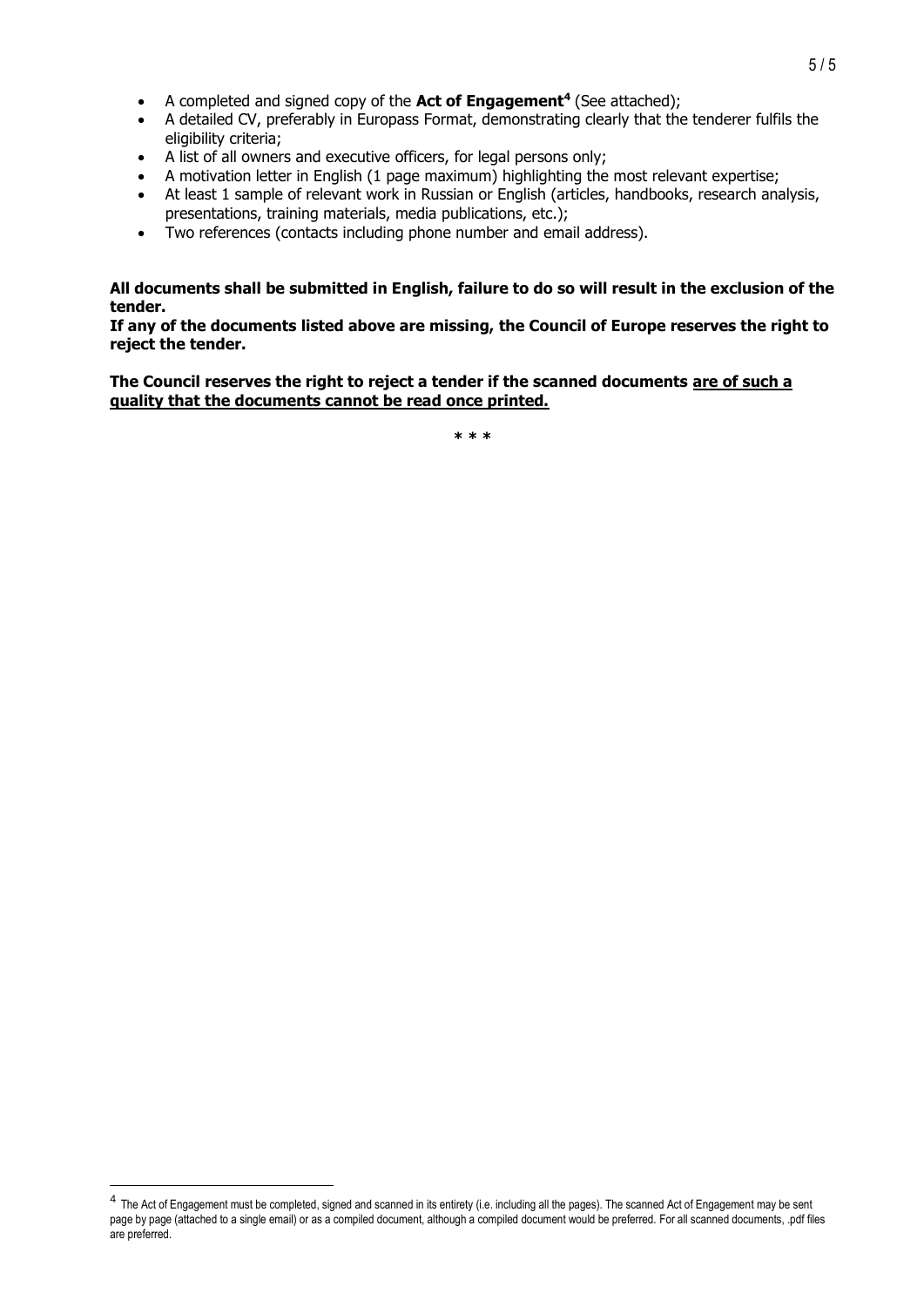- A completed and signed copy of the **Act of Engagement**[4] (See attached);
- A detailed CV, preferably in Europass Format, demonstrating clearly that the tenderer fulfils the eligibility criteria;
- A list of all owners and executive officers, for legal persons only;
- A motivation letter in English (1 page maximum) highlighting the most relevant expertise;
- At least 1 sample of relevant work in Russian or English (articles, handbooks, research analysis, presentations, training materials, media publications, etc.);
- Two references (contacts including phone number and email address).

**All documents shall be submitted in English, failure to do so will result in the exclusion of the tender.**
**If any of the documents listed above are missing, the Council of Europe reserves the right to reject the tender.**

**The Council reserves the right to reject a tender if the scanned documents <u>are of such a quality that the documents cannot be read once printed.</u>**

\* \* \*

[4] The Act of Engagement must be completed, signed and scanned in its entirety (i.e. including all the pages). The scanned Act of Engagement may be sent page by page (attached to a single email) or as a compiled document, although a compiled document would be preferred. For all scanned documents, .pdf files are preferred.